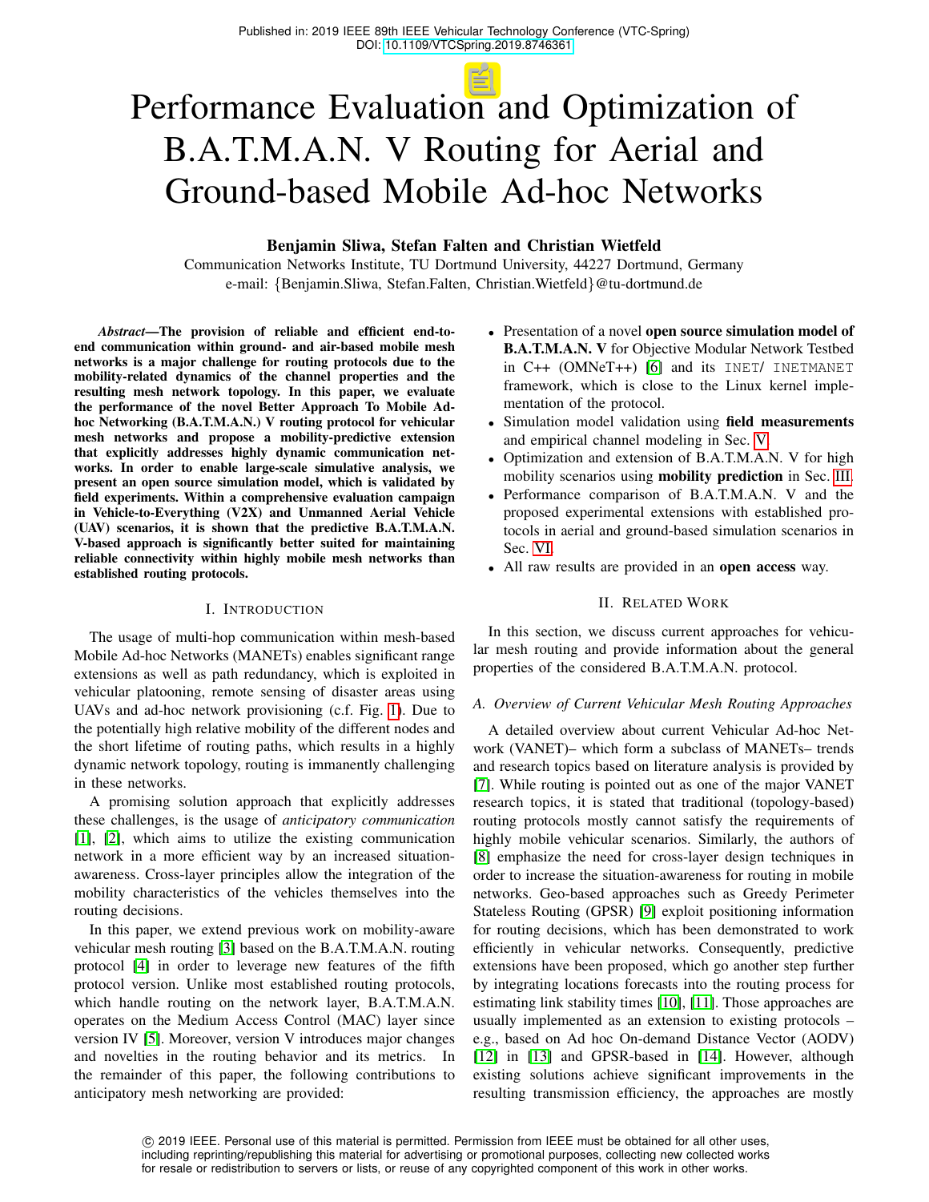Published in: 2019 IEEE 89th IEEE Vehicular Technology Conference (VTC-Spring)
DOI: 10.1109/VTCSpring.2019.8746361

# Performance Evaluation and Optimization of B.A.T.M.A.N. V Routing for Aerial and Ground-based Mobile Ad-hoc Networks

**Benjamin Sliwa, Stefan Falten and Christian Wietfeld**

Communication Networks Institute, TU Dortmund University, 44227 Dortmund, Germany
e-mail: {Benjamin.Sliwa, Stefan.Falten, Christian.Wietfeld}@tu-dortmund.de

***Abstract*—The provision of reliable and efficient end-to-end communication within ground- and air-based mobile mesh networks is a major challenge for routing protocols due to the mobility-related dynamics of the channel properties and the resulting mesh network topology. In this paper, we evaluate the performance of the novel Better Approach To Mobile Ad-hoc Networking (B.A.T.M.A.N.) V routing protocol for vehicular mesh networks and propose a mobility-predictive extension that explicitly addresses highly dynamic communication networks. In order to enable large-scale simulative analysis, we present an open source simulation model, which is validated by field experiments. Within a comprehensive evaluation campaign in Vehicle-to-Everything (V2X) and Unmanned Aerial Vehicle (UAV) scenarios, it is shown that the predictive B.A.T.M.A.N. V-based approach is significantly better suited for maintaining reliable connectivity within highly mobile mesh networks than established routing protocols.**

## I. Introduction

The usage of multi-hop communication within mesh-based Mobile Ad-hoc Networks (MANETs) enables significant range extensions as well as path redundancy, which is exploited in vehicular platooning, remote sensing of disaster areas using UAVs and ad-hoc network provisioning (c.f. Fig. 1). Due to the potentially high relative mobility of the different nodes and the short lifetime of routing paths, which results in a highly dynamic network topology, routing is immanently challenging in these networks.

A promising solution approach that explicitly addresses these challenges, is the usage of *anticipatory communication* [1], [2], which aims to utilize the existing communication network in a more efficient way by an increased situation-awareness. Cross-layer principles allow the integration of the mobility characteristics of the vehicles themselves into the routing decisions.

In this paper, we extend previous work on mobility-aware vehicular mesh routing [3] based on the B.A.T.M.A.N. routing protocol [4] in order to leverage new features of the fifth protocol version. Unlike most established routing protocols, which handle routing on the network layer, B.A.T.M.A.N. operates on the Medium Access Control (MAC) layer since version IV [5]. Moreover, version V introduces major changes and novelties in the routing behavior and its metrics. In the remainder of this paper, the following contributions to anticipatory mesh networking are provided:

- Presentation of a novel **open source simulation model of B.A.T.M.A.N. V** for Objective Modular Network Testbed in C++ (OMNeT++) [6] and its INET/ INETMANET framework, which is close to the Linux kernel implementation of the protocol.
- Simulation model validation using **field measurements** and empirical channel modeling in Sec. V.
- Optimization and extension of B.A.T.M.A.N. V for high mobility scenarios using **mobility prediction** in Sec. III.
- Performance comparison of B.A.T.M.A.N. V and the proposed experimental extensions with established protocols in aerial and ground-based simulation scenarios in Sec. VI.
- All raw results are provided in an **open access** way.

## II. Related Work

In this section, we discuss current approaches for vehicular mesh routing and provide information about the general properties of the considered B.A.T.M.A.N. protocol.

### *A. Overview of Current Vehicular Mesh Routing Approaches*

A detailed overview about current Vehicular Ad-hoc Network (VANET)– which form a subclass of MANETs– trends and research topics based on literature analysis is provided by [7]. While routing is pointed out as one of the major VANET research topics, it is stated that traditional (topology-based) routing protocols mostly cannot satisfy the requirements of highly mobile vehicular scenarios. Similarly, the authors of [8] emphasize the need for cross-layer design techniques in order to increase the situation-awareness for routing in mobile networks. Geo-based approaches such as Greedy Perimeter Stateless Routing (GPSR) [9] exploit positioning information for routing decisions, which has been demonstrated to work efficiently in vehicular networks. Consequently, predictive extensions have been proposed, which go another step further by integrating locations forecasts into the routing process for estimating link stability times [10], [11]. Those approaches are usually implemented as an extension to existing protocols – e.g., based on Ad hoc On-demand Distance Vector (AODV) [12] in [13] and GPSR-based in [14]. However, although existing solutions achieve significant improvements in the resulting transmission efficiency, the approaches are mostly

© 2019 IEEE. Personal use of this material is permitted. Permission from IEEE must be obtained for all other uses, including reprinting/republishing this material for advertising or promotional purposes, collecting new collected works for resale or redistribution to servers or lists, or reuse of any copyrighted component of this work in other works.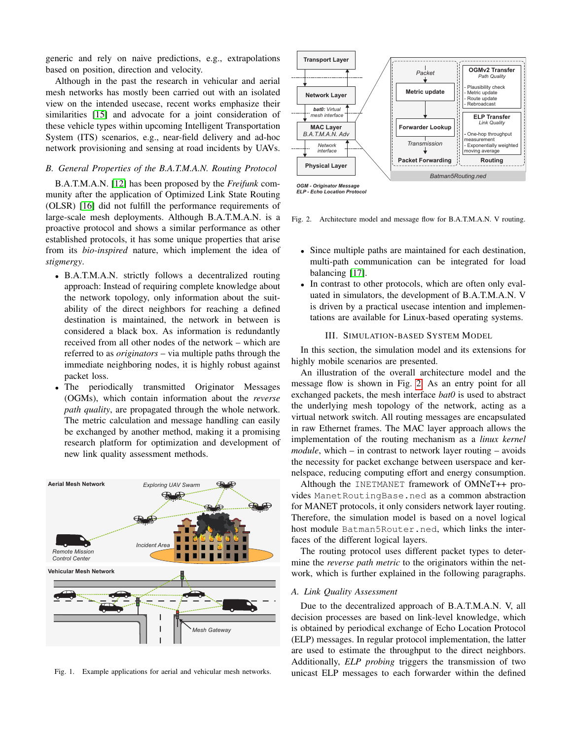generic and rely on naive predictions, e.g., extrapolations based on position, direction and velocity.

Although in the past the research in vehicular and aerial mesh networks has mostly been carried out with an isolated view on the intended usecase, recent works emphasize their similarities [15] and advocate for a joint consideration of these vehicle types within upcoming Intelligent Transportation System (ITS) scenarios, e.g., near-field delivery and ad-hoc network provisioning and sensing at road incidents by UAVs.

### B. General Properties of the B.A.T.M.A.N. Routing Protocol

B.A.T.M.A.N. [12] has been proposed by the *Freifunk* community after the application of Optimized Link State Routing (OLSR) [16] did not fulfill the performance requirements of large-scale mesh deployments. Although B.A.T.M.A.N. is a proactive protocol and shows a similar performance as other established protocols, it has some unique properties that arise from its *bio-inspired* nature, which implement the idea of *stigmergy*.

- B.A.T.M.A.N. strictly follows a decentralized routing approach: Instead of requiring complete knowledge about the network topology, only information about the suitability of the direct neighbors for reaching a defined destination is maintained, the network in between is considered a black box. As information is redundantly received from all other nodes of the network – which are referred to as *originators* – via multiple paths through the immediate neighboring nodes, it is highly robust against packet loss.
- The periodically transmitted Originator Messages (OGMs), which contain information about the *reverse path quality*, are propagated through the whole network. The metric calculation and message handling can easily be exchanged by another method, making it a promising research platform for optimization and development of new link quality assessment methods.

Fig. 1. Example applications for aerial and vehicular mesh networks.

Fig. 2. Architecture model and message flow for B.A.T.M.A.N. V routing.

- Since multiple paths are maintained for each destination, multi-path communication can be integrated for load balancing [17].
- In contrast to other protocols, which are often only evaluated in simulators, the development of B.A.T.M.A.N. V is driven by a practical usecase intention and implementations are available for Linux-based operating systems.

## III. Simulation-based System Model

In this section, the simulation model and its extensions for highly mobile scenarios are presented.

An illustration of the overall architecture model and the message flow is shown in Fig. 2. As an entry point for all exchanged packets, the mesh interface *bat0* is used to abstract the underlying mesh topology of the network, acting as a virtual network switch. All routing messages are encapsulated in raw Ethernet frames. The MAC layer approach allows the implementation of the routing mechanism as a *linux kernel module*, which – in contrast to network layer routing – avoids the necessity for packet exchange between userspace and kernelspace, reducing computing effort and energy consumption.

Although the `INETMANET` framework of OMNeT++ provides `ManetRoutingBase.ned` as a common abstraction for MANET protocols, it only considers network layer routing. Therefore, the simulation model is based on a novel logical host module `Batman5Router.ned`, which links the interfaces of the different logical layers.

The routing protocol uses different packet types to determine the *reverse path metric* to the originators within the network, which is further explained in the following paragraphs.

### A. Link Quality Assessment

Due to the decentralized approach of B.A.T.M.A.N. V, all decision processes are based on link-level knowledge, which is obtained by periodical exchange of Echo Location Protocol (ELP) messages. In regular protocol implementation, the latter are used to estimate the throughput to the direct neighbors. Additionally, *ELP probing* triggers the transmission of two unicast ELP messages to each forwarder within the defined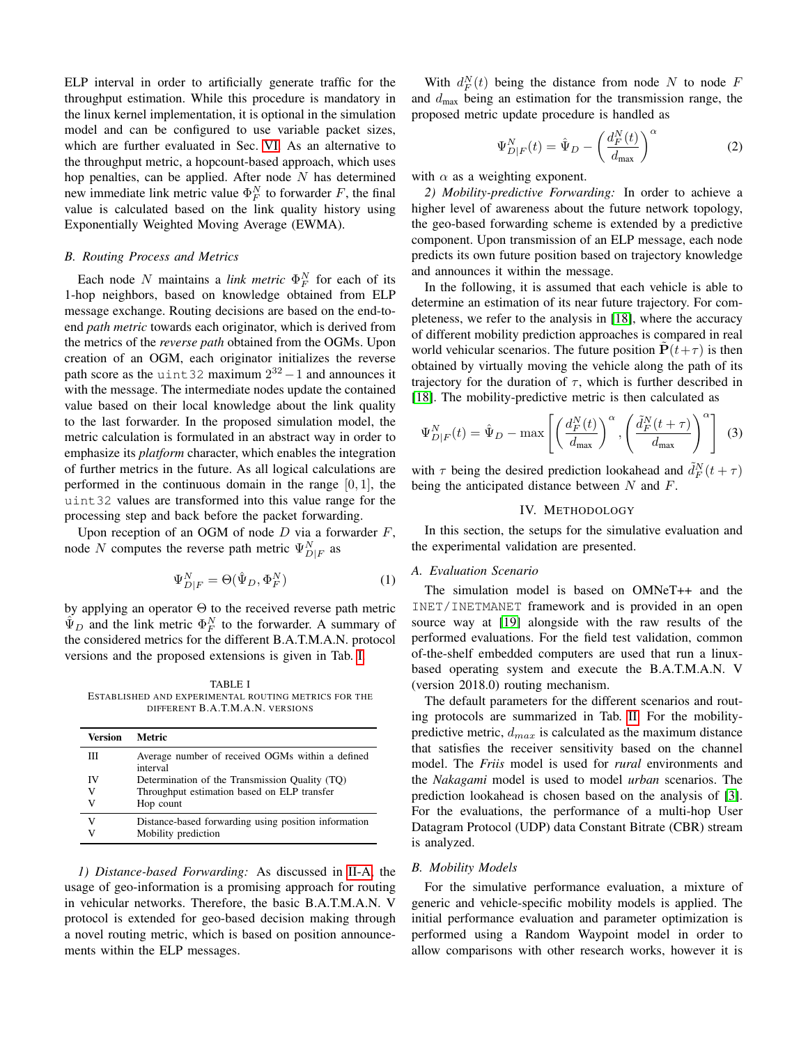ELP interval in order to artificially generate traffic for the throughput estimation. While this procedure is mandatory in the linux kernel implementation, it is optional in the simulation model and can be configured to use variable packet sizes, which are further evaluated in Sec. VI. As an alternative to the throughput metric, a hopcount-based approach, which uses hop penalties, can be applied. After node $N$ has determined new immediate link metric value $\Phi_F^N$ to forwarder $F$, the final value is calculated based on the link quality history using Exponentially Weighted Moving Average (EWMA).

### B. Routing Process and Metrics

Each node $N$ maintains a *link metric* $\Phi_F^N$ for each of its 1-hop neighbors, based on knowledge obtained from ELP message exchange. Routing decisions are based on the end-to-end *path metric* towards each originator, which is derived from the metrics of the *reverse path* obtained from the OGMs. Upon creation of an OGM, each originator initializes the reverse path score as the `uint32` maximum $2^{32}-1$ and announces it with the message. The intermediate nodes update the contained value based on their local knowledge about the link quality to the last forwarder. In the proposed simulation model, the metric calculation is formulated in an abstract way in order to emphasize its *platform* character, which enables the integration of further metrics in the future. As all logical calculations are performed in the continuous domain in the range $[0, 1]$, the `uint32` values are transformed into this value range for the processing step and back before the packet forwarding.

Upon reception of an OGM of node $D$ via a forwarder $F$, node $N$ computes the reverse path metric $\Psi_{D|F}^N$ as

$$\Psi_{D|F}^N = \Theta(\hat{\Psi}_D, \Phi_F^N) \tag{1}$$

by applying an operator $\Theta$ to the received reverse path metric $\hat{\Psi}_D$ and the link metric $\Phi_F^N$ to the forwarder. A summary of the considered metrics for the different B.A.T.M.A.N. protocol versions and the proposed extensions is given in Tab. I.

TABLE I
ESTABLISHED AND EXPERIMENTAL ROUTING METRICS FOR THE DIFFERENT B.A.T.M.A.N. VERSIONS

| Version | Metric |
|---|---|
| III | Average number of received OGMs within a defined interval |
| IV | Determination of the Transmission Quality (TQ) |
| V | Throughput estimation based on ELP transfer |
| V | Hop count |
| V | Distance-based forwarding using position information |
| V | Mobility prediction |

*1) Distance-based Forwarding:* As discussed in II-A, the usage of geo-information is a promising approach for routing in vehicular networks. Therefore, the basic B.A.T.M.A.N. V protocol is extended for geo-based decision making through a novel routing metric, which is based on position announcements within the ELP messages.

With $d_F^N(t)$ being the distance from node $N$ to node $F$ and $d_{\max}$ being an estimation for the transmission range, the proposed metric update procedure is handled as

$$\Psi_{D|F}^N(t) = \hat{\Psi}_D - \left(\frac{d_F^N(t)}{d_{\max}}\right)^\alpha \tag{2}$$

with $\alpha$ as a weighting exponent.

*2) Mobility-predictive Forwarding:* In order to achieve a higher level of awareness about the future network topology, the geo-based forwarding scheme is extended by a predictive component. Upon transmission of an ELP message, each node predicts its own future position based on trajectory knowledge and announces it within the message.

In the following, it is assumed that each vehicle is able to determine an estimation of its near future trajectory. For completeness, we refer to the analysis in [18], where the accuracy of different mobility prediction approaches is compared in real world vehicular scenarios. The future position $\tilde{\mathbf{P}}(t+\tau)$ is then obtained by virtually moving the vehicle along the path of its trajectory for the duration of $\tau$, which is further described in [18]. The mobility-predictive metric is then calculated as

$$\Psi_{D|F}^N(t) = \hat{\Psi}_D - \max\left[\left(\frac{d_F^N(t)}{d_{\max}}\right)^\alpha, \left(\frac{\tilde{d}_F^N(t+\tau)}{d_{\max}}\right)^\alpha\right] \tag{3}$$

with $\tau$ being the desired prediction lookahead and $\tilde{d}_F^N(t+\tau)$ being the anticipated distance between $N$ and $F$.

## IV. Methodology

In this section, the setups for the simulative evaluation and the experimental validation are presented.

### A. Evaluation Scenario

The simulation model is based on OMNeT++ and the `INET/INETMANET` framework and is provided in an open source way at [19] alongside with the raw results of the performed evaluations. For the field test validation, common of-the-shelf embedded computers are used that run a linux-based operating system and execute the B.A.T.M.A.N. V (version 2018.0) routing mechanism.

The default parameters for the different scenarios and routing protocols are summarized in Tab. II. For the mobility-predictive metric, $d_{max}$ is calculated as the maximum distance that satisfies the receiver sensitivity based on the channel model. The *Friis* model is used for *rural* environments and the *Nakagami* model is used to model *urban* scenarios. The prediction lookahead is chosen based on the analysis of [3]. For the evaluations, the performance of a multi-hop User Datagram Protocol (UDP) data Constant Bitrate (CBR) stream is analyzed.

### B. Mobility Models

For the simulative performance evaluation, a mixture of generic and vehicle-specific mobility models is applied. The initial performance evaluation and parameter optimization is performed using a Random Waypoint model in order to allow comparisons with other research works, however it is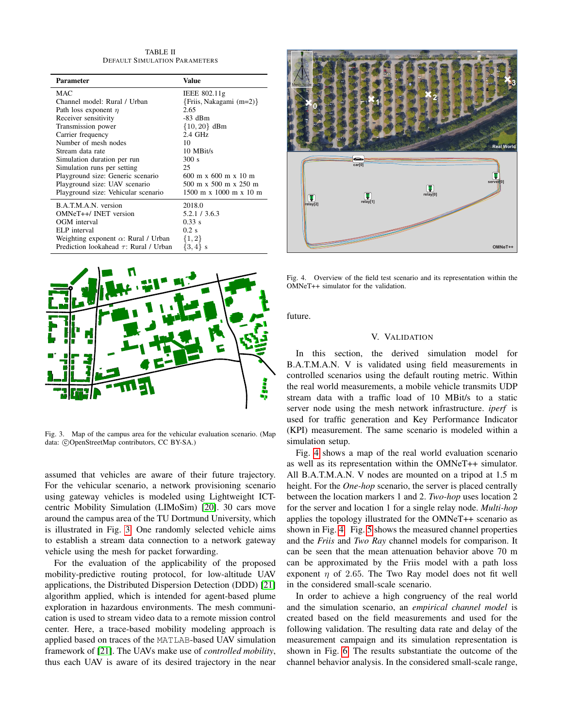TABLE II
DEFAULT SIMULATION PARAMETERS

| Parameter | Value |
|---|---|
| MAC | IEEE 802.11g |
| Channel model: Rural / Urban | {Friis, Nakagami (m=2)} |
| Path loss exponent $\eta$ | 2.65 |
| Receiver sensitivity | -83 dBm |
| Transmission power | $\{10, 20\}$ dBm |
| Carrier frequency | 2.4 GHz |
| Number of mesh nodes | 10 |
| Stream data rate | 10 MBit/s |
| Simulation duration per run | 300 s |
| Simulation runs per setting | 25 |
| Playground size: Generic scenario | 600 m x 600 m x 10 m |
| Playground size: UAV scenario | 500 m x 500 m x 250 m |
| Playground size: Vehicular scenario | 1500 m x 1000 m x 10 m |
| B.A.T.M.A.N. version | 2018.0 |
| OMNeT++/ INET version | 5.2.1 / 3.6.3 |
| OGM interval | 0.33 s |
| ELP interval | 0.2 s |
| Weighting exponent $\alpha$: Rural / Urban | $\{1, 2\}$ |
| Prediction lookahead $\tau$: Rural / Urban | $\{3, 4\}$ s |

Fig. 3. Map of the campus area for the vehicular evaluation scenario. (Map data: ©OpenStreetMap contributors, CC BY-SA.)

assumed that vehicles are aware of their future trajectory. For the vehicular scenario, a network provisioning scenario using gateway vehicles is modeled using Lightweight ICT-centric Mobility Simulation (LIMoSim) [20]. 30 cars move around the campus area of the TU Dortmund University, which is illustrated in Fig. 3. One randomly selected vehicle aims to establish a stream data connection to a network gateway vehicle using the mesh for packet forwarding.

For the evaluation of the applicability of the proposed mobility-predictive routing protocol, for low-altitude UAV applications, the Distributed Dispersion Detection (DDD) [21] algorithm applied, which is intended for agent-based plume exploration in hazardous environments. The mesh communication is used to stream video data to a remote mission control center. Here, a trace-based mobility modeling approach is applied based on traces of the MATLAB-based UAV simulation framework of [21]. The UAVs make use of *controlled mobility*, thus each UAV is aware of its desired trajectory in the near future.

Fig. 4. Overview of the field test scenario and its representation within the OMNeT++ simulator for the validation.

## V. VALIDATION

In this section, the derived simulation model for B.A.T.M.A.N. V is validated using field measurements in controlled scenarios using the default routing metric. Within the real world measurements, a mobile vehicle transmits UDP stream data with a traffic load of 10 MBit/s to a static server node using the mesh network infrastructure. *iperf* is used for traffic generation and Key Performance Indicator (KPI) measurement. The same scenario is modeled within a simulation setup.

Fig. 4 shows a map of the real world evaluation scenario as well as its representation within the OMNeT++ simulator. All B.A.T.M.A.N. V nodes are mounted on a tripod at 1.5 m height. For the *One-hop* scenario, the server is placed centrally between the location markers 1 and 2. *Two-hop* uses location 2 for the server and location 1 for a single relay node. *Multi-hop* applies the topology illustrated for the OMNeT++ scenario as shown in Fig. 4. Fig. 5 shows the measured channel properties and the *Friis* and *Two Ray* channel models for comparison. It can be seen that the mean attenuation behavior above 70 m can be approximated by the Friis model with a path loss exponent $\eta$ of 2.65. The Two Ray model does not fit well in the considered small-scale scenario.

In order to achieve a high congruency of the real world and the simulation scenario, an *empirical channel model* is created based on the field measurements and used for the following validation. The resulting data rate and delay of the measurement campaign and its simulation representation is shown in Fig. 6. The results substantiate the outcome of the channel behavior analysis. In the considered small-scale range,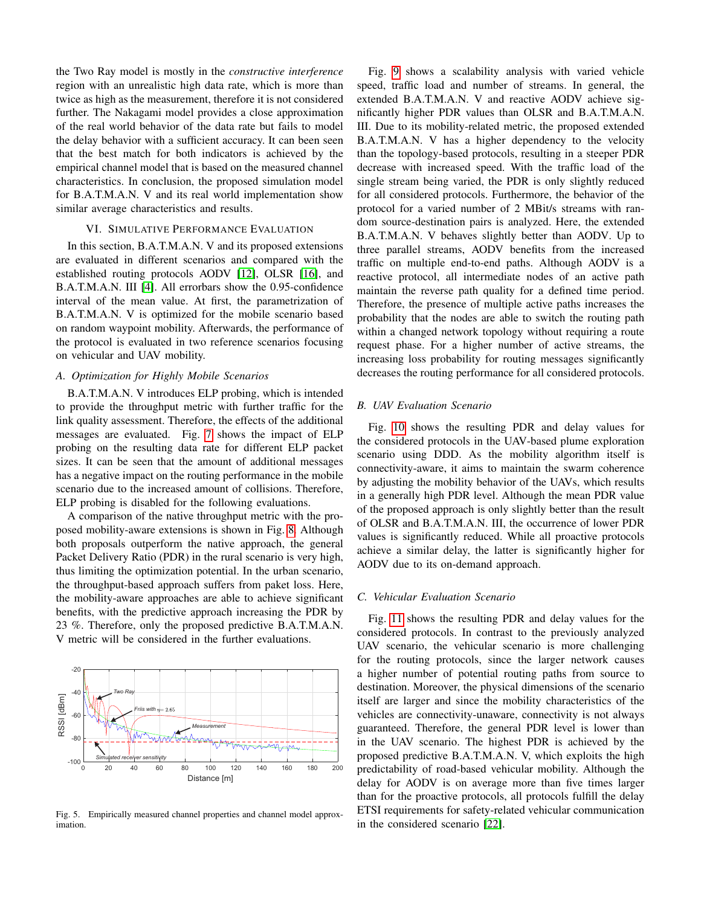the Two Ray model is mostly in the *constructive interference* region with an unrealistic high data rate, which is more than twice as high as the measurement, therefore it is not considered further. The Nakagami model provides a close approximation of the real world behavior of the data rate but fails to model the delay behavior with a sufficient accuracy. It can been seen that the best match for both indicators is achieved by the empirical channel model that is based on the measured channel characteristics. In conclusion, the proposed simulation model for B.A.T.M.A.N. V and its real world implementation show similar average characteristics and results.

## VI. Simulative Performance Evaluation

In this section, B.A.T.M.A.N. V and its proposed extensions are evaluated in different scenarios and compared with the established routing protocols AODV [12], OLSR [16], and B.A.T.M.A.N. III [4]. All errorbars show the 0.95-confidence interval of the mean value. At first, the parametrization of B.A.T.M.A.N. V is optimized for the mobile scenario based on random waypoint mobility. Afterwards, the performance of the protocol is evaluated in two reference scenarios focusing on vehicular and UAV mobility.

### A. Optimization for Highly Mobile Scenarios

B.A.T.M.A.N. V introduces ELP probing, which is intended to provide the throughput metric with further traffic for the link quality assessment. Therefore, the effects of the additional messages are evaluated. Fig. 7 shows the impact of ELP probing on the resulting data rate for different ELP packet sizes. It can be seen that the amount of additional messages has a negative impact on the routing performance in the mobile scenario due to the increased amount of collisions. Therefore, ELP probing is disabled for the following evaluations.

A comparison of the native throughput metric with the proposed mobility-aware extensions is shown in Fig. 8. Although both proposals outperform the native approach, the general Packet Delivery Ratio (PDR) in the rural scenario is very high, thus limiting the optimization potential. In the urban scenario, the throughput-based approach suffers from paket loss. Here, the mobility-aware approaches are able to achieve significant benefits, with the predictive approach increasing the PDR by 23 %. Therefore, only the proposed predictive B.A.T.M.A.N. V metric will be considered in the further evaluations.

Fig. 5. Empirically measured channel properties and channel model approximation.

Fig. 9 shows a scalability analysis with varied vehicle speed, traffic load and number of streams. In general, the extended B.A.T.M.A.N. V and reactive AODV achieve significantly higher PDR values than OLSR and B.A.T.M.A.N. III. Due to its mobility-related metric, the proposed extended B.A.T.M.A.N. V has a higher dependency to the velocity than the topology-based protocols, resulting in a steeper PDR decrease with increased speed. With the traffic load of the single stream being varied, the PDR is only slightly reduced for all considered protocols. Furthermore, the behavior of the protocol for a varied number of 2 MBit/s streams with random source-destination pairs is analyzed. Here, the extended B.A.T.M.A.N. V behaves slightly better than AODV. Up to three parallel streams, AODV benefits from the increased traffic on multiple end-to-end paths. Although AODV is a reactive protocol, all intermediate nodes of an active path maintain the reverse path quality for a defined time period. Therefore, the presence of multiple active paths increases the probability that the nodes are able to switch the routing path within a changed network topology without requiring a route request phase. For a higher number of active streams, the increasing loss probability for routing messages significantly decreases the routing performance for all considered protocols.

### B. UAV Evaluation Scenario

Fig. 10 shows the resulting PDR and delay values for the considered protocols in the UAV-based plume exploration scenario using DDD. As the mobility algorithm itself is connectivity-aware, it aims to maintain the swarm coherence by adjusting the mobility behavior of the UAVs, which results in a generally high PDR level. Although the mean PDR value of the proposed approach is only slightly better than the result of OLSR and B.A.T.M.A.N. III, the occurrence of lower PDR values is significantly reduced. While all proactive protocols achieve a similar delay, the latter is significantly higher for AODV due to its on-demand approach.

### C. Vehicular Evaluation Scenario

Fig. 11 shows the resulting PDR and delay values for the considered protocols. In contrast to the previously analyzed UAV scenario, the vehicular scenario is more challenging for the routing protocols, since the larger network causes a higher number of potential routing paths from source to destination. Moreover, the physical dimensions of the scenario itself are larger and since the mobility characteristics of the vehicles are connectivity-unaware, connectivity is not always guaranteed. Therefore, the general PDR level is lower than in the UAV scenario. The highest PDR is achieved by the proposed predictive B.A.T.M.A.N. V, which exploits the high predictability of road-based vehicular mobility. Although the delay for AODV is on average more than five times larger than for the proactive protocols, all protocols fulfill the delay ETSI requirements for safety-related vehicular communication in the considered scenario [22].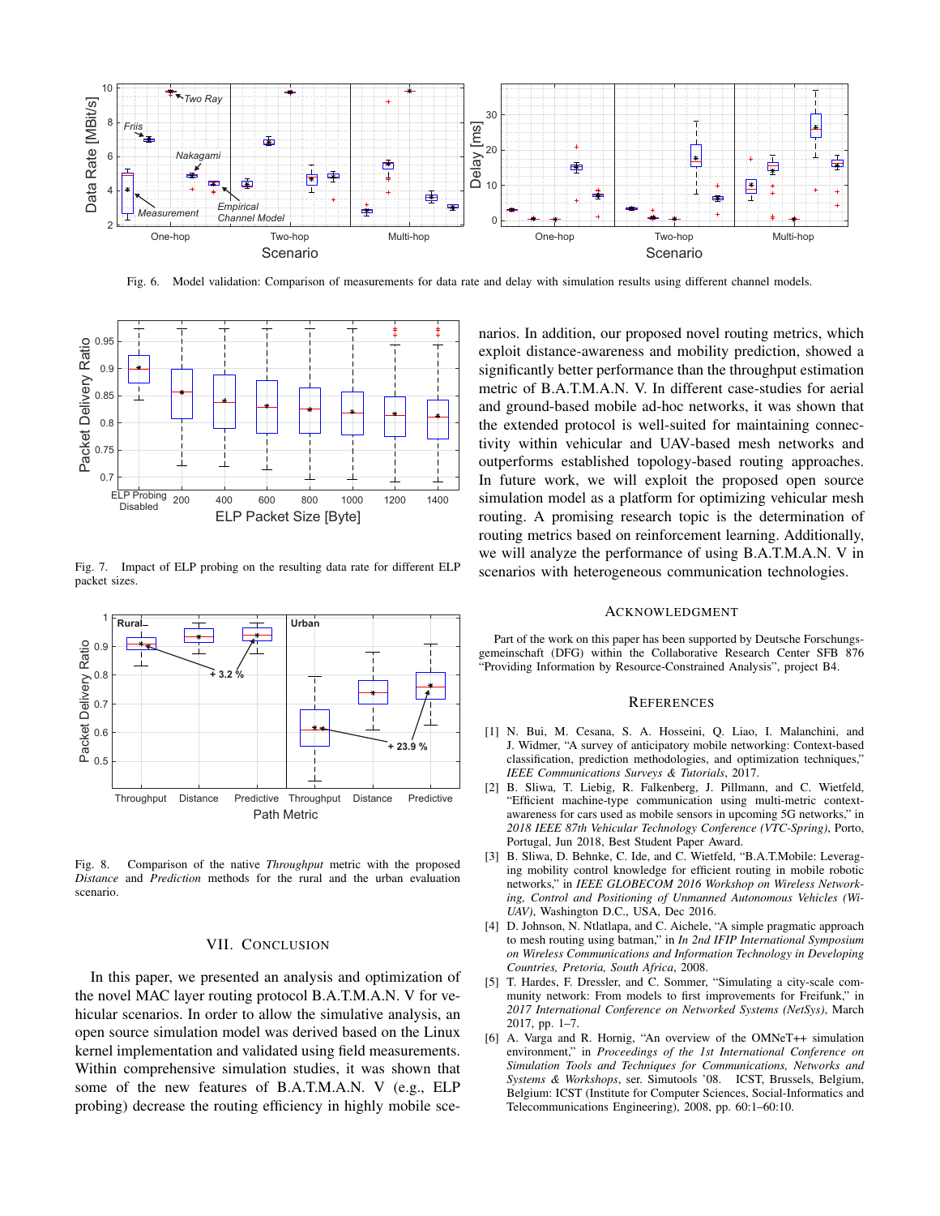Data Rate [MBit/s]
10
8
6
4
2
Two Ray
Friis
Nakagami
Measurement
Empirical Channel Model
One-hop
Two-hop
Multi-hop
Scenario

Delay [ms]
30
20
10
0
One-hop
Two-hop
Multi-hop
Scenario

Fig. 6. Model validation: Comparison of measurements for data rate and delay with simulation results using different channel models.

Packet Delivery Ratio
0.95
0.9
0.85
0.8
0.75
0.7
ELP Probing Disabled
200
400
600
800
1000
1200
1400
ELP Packet Size [Byte]

Fig. 7. Impact of ELP probing on the resulting data rate for different ELP packet sizes.

Packet Delivery Ratio
1
0.9
0.8
0.7
0.6
0.5
Rural
Urban
+ 3.2 %
+ 23.9 %
Throughput
Distance
Predictive
Throughput
Distance
Predictive
Path Metric

Fig. 8. Comparison of the native *Throughput* metric with the proposed *Distance* and *Prediction* methods for the rural and the urban evaluation scenario.

## VII. Conclusion

In this paper, we presented an analysis and optimization of the novel MAC layer routing protocol B.A.T.M.A.N. V for vehicular scenarios. In order to allow the simulative analysis, an open source simulation model was derived based on the Linux kernel implementation and validated using field measurements. Within comprehensive simulation studies, it was shown that some of the new features of B.A.T.M.A.N. V (e.g., ELP probing) decrease the routing efficiency in highly mobile scenarios. In addition, our proposed novel routing metrics, which exploit distance-awareness and mobility prediction, showed a significantly better performance than the throughput estimation metric of B.A.T.M.A.N. V. In different case-studies for aerial and ground-based mobile ad-hoc networks, it was shown that the extended protocol is well-suited for maintaining connectivity within vehicular and UAV-based mesh networks and outperforms established topology-based routing approaches. In future work, we will exploit the proposed open source simulation model as a platform for optimizing vehicular mesh routing. A promising research topic is the determination of routing metrics based on reinforcement learning. Additionally, we will analyze the performance of using B.A.T.M.A.N. V in scenarios with heterogeneous communication technologies.

## Acknowledgment

Part of the work on this paper has been supported by Deutsche Forschungsgemeinschaft (DFG) within the Collaborative Research Center SFB 876 "Providing Information by Resource-Constrained Analysis", project B4.

## References

[1] N. Bui, M. Cesana, S. A. Hosseini, Q. Liao, I. Malanchini, and J. Widmer, "A survey of anticipatory mobile networking: Context-based classification, prediction methodologies, and optimization techniques," *IEEE Communications Surveys & Tutorials*, 2017.

[2] B. Sliwa, T. Liebig, R. Falkenberg, J. Pillmann, and C. Wietfeld, "Efficient machine-type communication using multi-metric context-awareness for cars used as mobile sensors in upcoming 5G networks," in *2018 IEEE 87th Vehicular Technology Conference (VTC-Spring)*, Porto, Portugal, Jun 2018, Best Student Paper Award.

[3] B. Sliwa, D. Behnke, C. Ide, and C. Wietfeld, "B.A.T.Mobile: Leveraging mobility control knowledge for efficient routing in mobile robotic networks," in *IEEE GLOBECOM 2016 Workshop on Wireless Networking, Control and Positioning of Unmanned Autonomous Vehicles (Wi-UAV)*, Washington D.C., USA, Dec 2016.

[4] D. Johnson, N. Ntlatlapa, and C. Aichele, "A simple pragmatic approach to mesh routing using batman," in *In 2nd IFIP International Symposium on Wireless Communications and Information Technology in Developing Countries, Pretoria, South Africa*, 2008.

[5] T. Hardes, F. Dressler, and C. Sommer, "Simulating a city-scale community network: From models to first improvements for Freifunk," in *2017 International Conference on Networked Systems (NetSys)*, March 2017, pp. 1–7.

[6] A. Varga and R. Hornig, "An overview of the OMNeT++ simulation environment," in *Proceedings of the 1st International Conference on Simulation Tools and Techniques for Communications, Networks and Systems & Workshops*, ser. Simutools '08. ICST, Brussels, Belgium, Belgium: ICST (Institute for Computer Sciences, Social-Informatics and Telecommunications Engineering), 2008, pp. 60:1–60:10.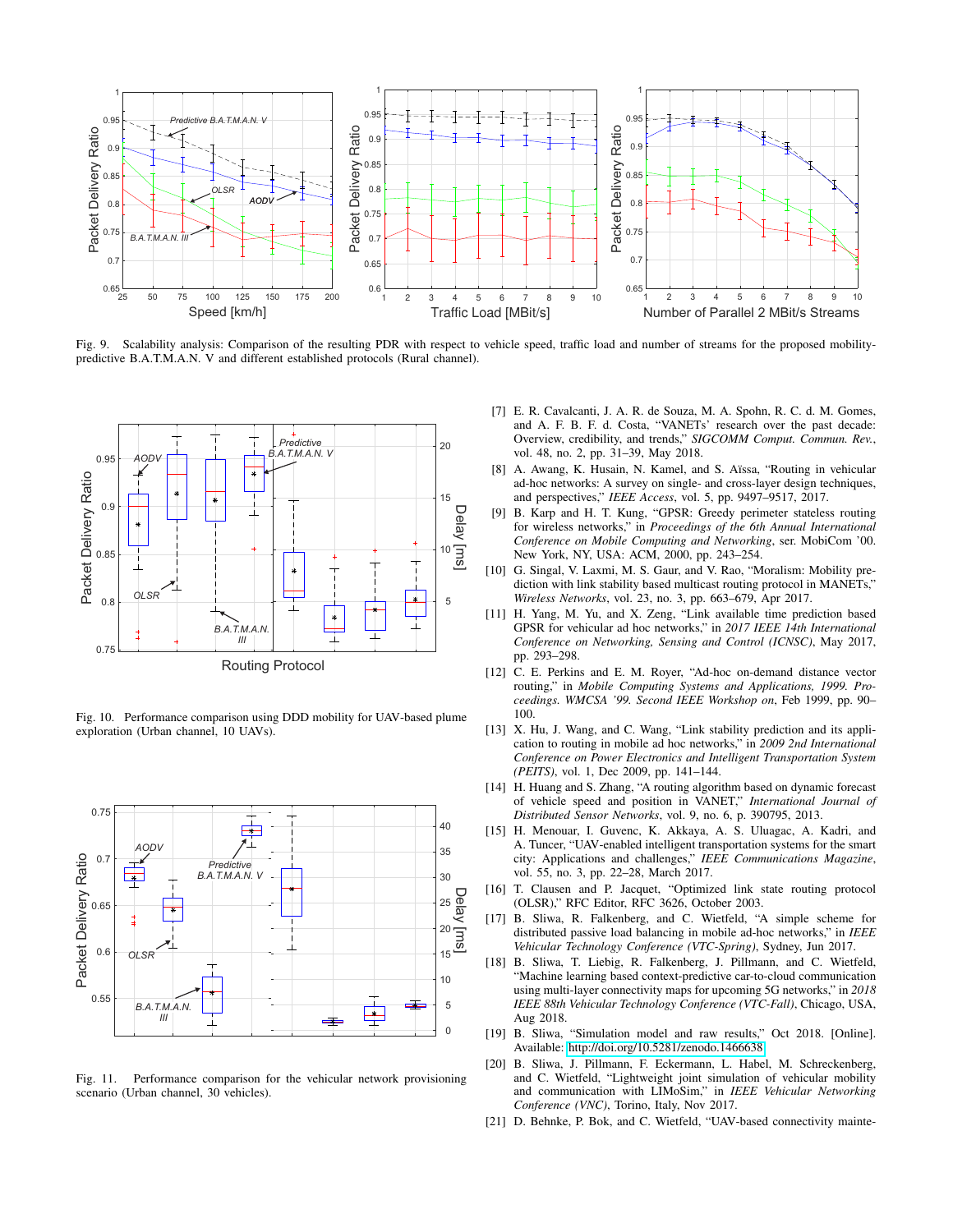Fig. 9. Scalability analysis: Comparison of the resulting PDR with respect to vehicle speed, traffic load and number of streams for the proposed mobility-predictive B.A.T.M.A.N. V and different established protocols (Rural channel).

Fig. 10. Performance comparison using DDD mobility for UAV-based plume exploration (Urban channel, 10 UAVs).

Fig. 11. Performance comparison for the vehicular network provisioning scenario (Urban channel, 30 vehicles).

[7] E. R. Cavalcanti, J. A. R. de Souza, M. A. Spohn, R. C. d. M. Gomes, and A. F. B. F. d. Costa, "VANETs' research over the past decade: Overview, credibility, and trends," *SIGCOMM Comput. Commun. Rev.*, vol. 48, no. 2, pp. 31–39, May 2018.

[8] A. Awang, K. Husain, N. Kamel, and S. Aïssa, "Routing in vehicular ad-hoc networks: A survey on single- and cross-layer design techniques, and perspectives," *IEEE Access*, vol. 5, pp. 9497–9517, 2017.

[9] B. Karp and H. T. Kung, "GPSR: Greedy perimeter stateless routing for wireless networks," in *Proceedings of the 6th Annual International Conference on Mobile Computing and Networking*, ser. MobiCom '00. New York, NY, USA: ACM, 2000, pp. 243–254.

[10] G. Singal, V. Laxmi, M. S. Gaur, and V. Rao, "Moralism: Mobility prediction with link stability based multicast routing protocol in MANETs," *Wireless Networks*, vol. 23, no. 3, pp. 663–679, Apr 2017.

[11] H. Yang, M. Yu, and X. Zeng, "Link available time prediction based GPSR for vehicular ad hoc networks," in *2017 IEEE 14th International Conference on Networking, Sensing and Control (ICNSC)*, May 2017, pp. 293–298.

[12] C. E. Perkins and E. M. Royer, "Ad-hoc on-demand distance vector routing," in *Mobile Computing Systems and Applications, 1999. Proceedings. WMCSA '99. Second IEEE Workshop on*, Feb 1999, pp. 90–100.

[13] X. Hu, J. Wang, and C. Wang, "Link stability prediction and its application to routing in mobile ad hoc networks," in *2009 2nd International Conference on Power Electronics and Intelligent Transportation System (PEITS)*, vol. 1, Dec 2009, pp. 141–144.

[14] H. Huang and S. Zhang, "A routing algorithm based on dynamic forecast of vehicle speed and position in VANET," *International Journal of Distributed Sensor Networks*, vol. 9, no. 6, p. 390795, 2013.

[15] H. Menouar, I. Guvenc, K. Akkaya, A. S. Uluagac, A. Kadri, and A. Tuncer, "UAV-enabled intelligent transportation systems for the smart city: Applications and challenges," *IEEE Communications Magazine*, vol. 55, no. 3, pp. 22–28, March 2017.

[16] T. Clausen and P. Jacquet, "Optimized link state routing protocol (OLSR)," RFC Editor, RFC 3626, October 2003.

[17] B. Sliwa, R. Falkenberg, and C. Wietfeld, "A simple scheme for distributed passive load balancing in mobile ad-hoc networks," in *IEEE Vehicular Technology Conference (VTC-Spring)*, Sydney, Jun 2017.

[18] B. Sliwa, T. Liebig, R. Falkenberg, J. Pillmann, and C. Wietfeld, "Machine learning based context-predictive car-to-cloud communication using multi-layer connectivity maps for upcoming 5G networks," in *2018 IEEE 88th Vehicular Technology Conference (VTC-Fall)*, Chicago, USA, Aug 2018.

[19] B. Sliwa, "Simulation model and raw results," Oct 2018. [Online]. Available: http://doi.org/10.5281/zenodo.1466638

[20] B. Sliwa, J. Pillmann, F. Eckermann, L. Habel, M. Schreckenberg, and C. Wietfeld, "Lightweight joint simulation of vehicular mobility and communication with LIMoSim," in *IEEE Vehicular Networking Conference (VNC)*, Torino, Italy, Nov 2017.

[21] D. Behnke, P. Bok, and C. Wietfeld, "UAV-based connectivity mainte-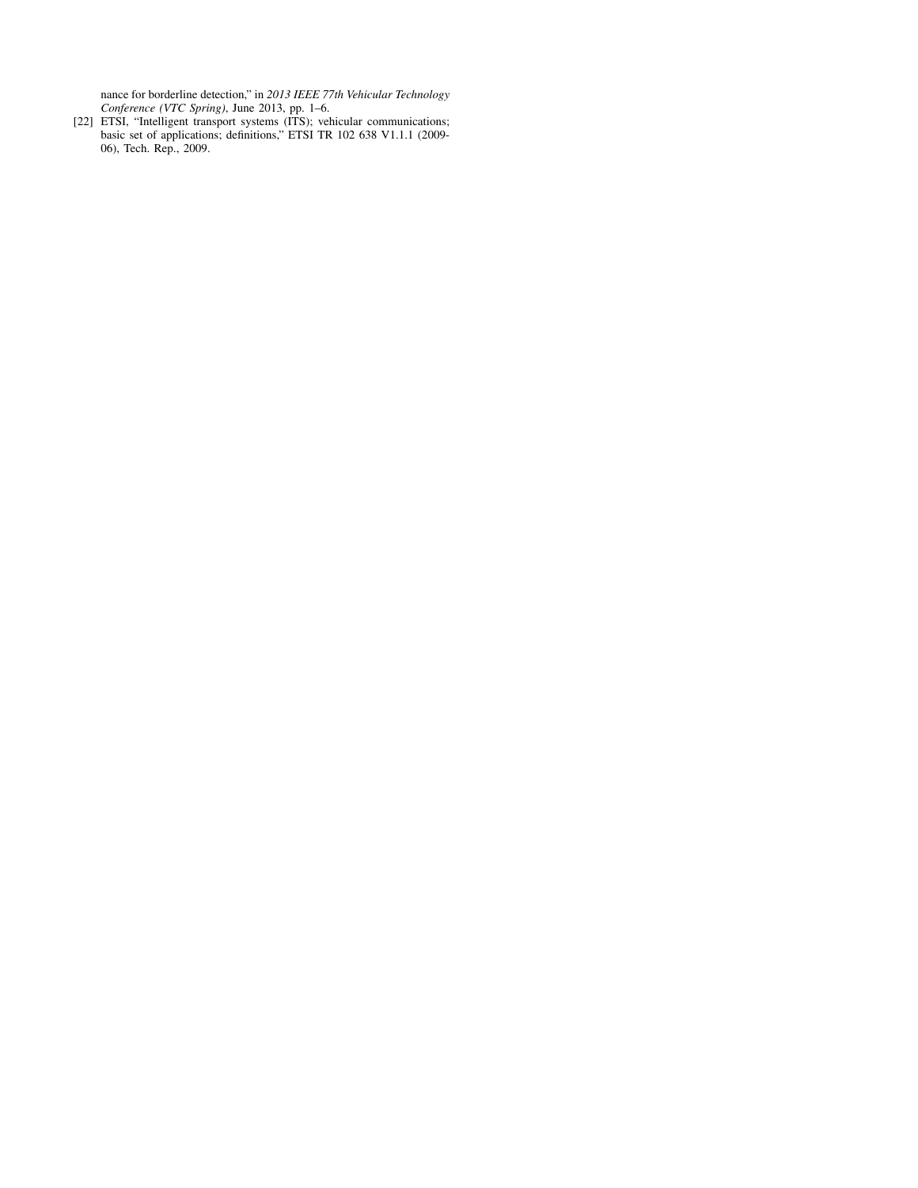nance for borderline detection," in *2013 IEEE 77th Vehicular Technology Conference (VTC Spring)*, June 2013, pp. 1–6.

[22] ETSI, "Intelligent transport systems (ITS); vehicular communications; basic set of applications; definitions," ETSI TR 102 638 V1.1.1 (2009-06), Tech. Rep., 2009.